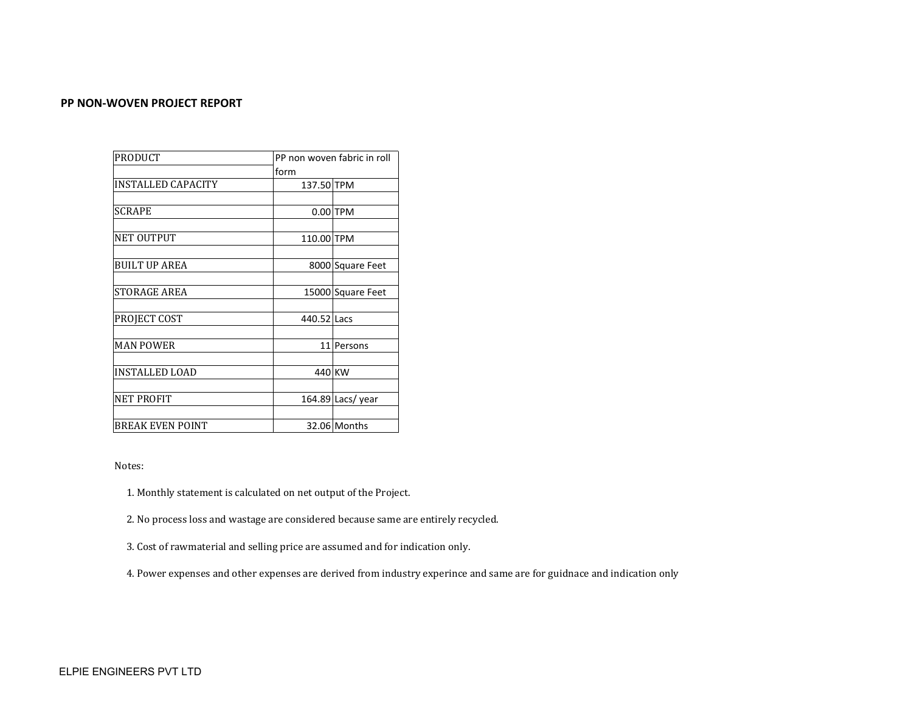**PP NON-WOVEN PROJECT REPORT**

| PRODUCT | PP non woven fabric in roll form | |
|---|---|---|
| INSTALLED CAPACITY | 137.50 | TPM |
| SCRAPE | 0.00 | TPM |
| NET OUTPUT | 110.00 | TPM |
| BUILT UP AREA | 8000 | Square Feet |
| STORAGE AREA | 15000 | Square Feet |
| PROJECT COST | 440.52 | Lacs |
| MAN POWER | 11 | Persons |
| INSTALLED LOAD | 440 | KW |
| NET PROFIT | 164.89 | Lacs/ year |
| BREAK EVEN POINT | 32.06 | Months |

Notes:

1. Monthly statement is calculated on net output of the Project.
2. No process loss and wastage are considered because same are entirely recycled.
3. Cost of rawmaterial and selling price are assumed and for indication only.
4. Power expenses and other expenses are derived from industry experince and same are for guidnace and indication only

ELPIE ENGINEERS PVT LTD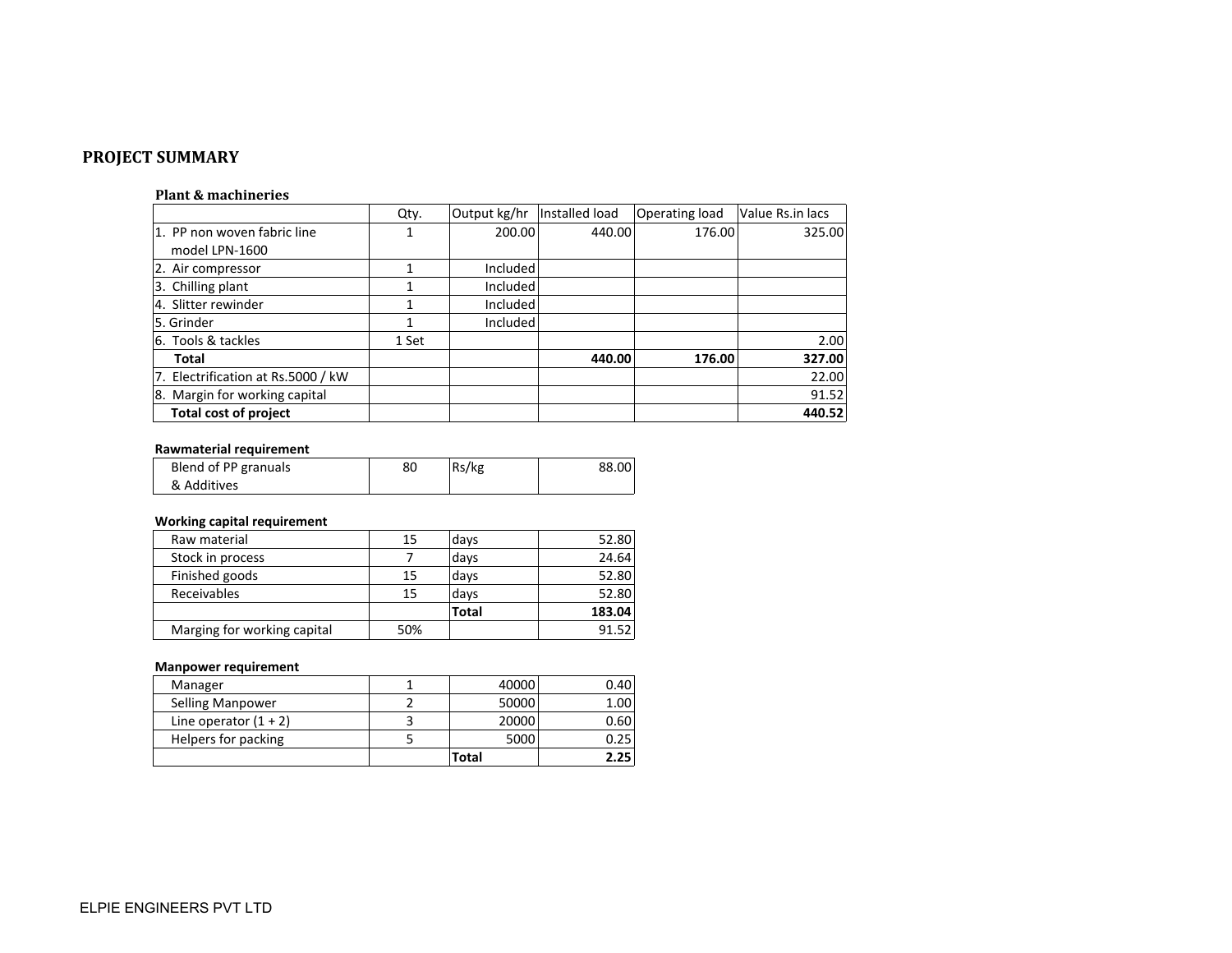# PROJECT SUMMARY

**Plant & machineries**

| | Qty. | Output kg/hr | Installed load | Operating load | Value Rs.in lacs |
|---|---|---|---|---|---|
| 1. PP non woven fabric line model LPN-1600 | 1 | 200.00 | 440.00 | 176.00 | 325.00 |
| 2. Air compressor | 1 | Included | | | |
| 3. Chilling plant | 1 | Included | | | |
| 4. Slitter rewinder | 1 | Included | | | |
| 5. Grinder | 1 | Included | | | |
| 6. Tools & tackles | 1 Set | | | | 2.00 |
| **Total** | | | **440.00** | **176.00** | **327.00** |
| 7. Electrification at Rs.5000 / kW | | | | | 22.00 |
| 8. Margin for working capital | | | | | 91.52 |
| **Total cost of project** | | | | | **440.52** |

**Rawmaterial requirement**

| | | | |
|---|---|---|---|
| Blend of PP granuals & Additives | 80 | Rs/kg | 88.00 |

**Working capital requirement**

| | | | |
|---|---|---|---|
| Raw material | 15 | days | 52.80 |
| Stock in process | 7 | days | 24.64 |
| Finished goods | 15 | days | 52.80 |
| Receivables | 15 | days | 52.80 |
| | | **Total** | **183.04** |
| Marging for working capital | 50% | | 91.52 |

**Manpower requirement**

| | | | |
|---|---|---|---|
| Manager | 1 | 40000 | 0.40 |
| Selling Manpower | 2 | 50000 | 1.00 |
| Line operator (1 + 2) | 3 | 20000 | 0.60 |
| Helpers for packing | 5 | 5000 | 0.25 |
| | | **Total** | **2.25** |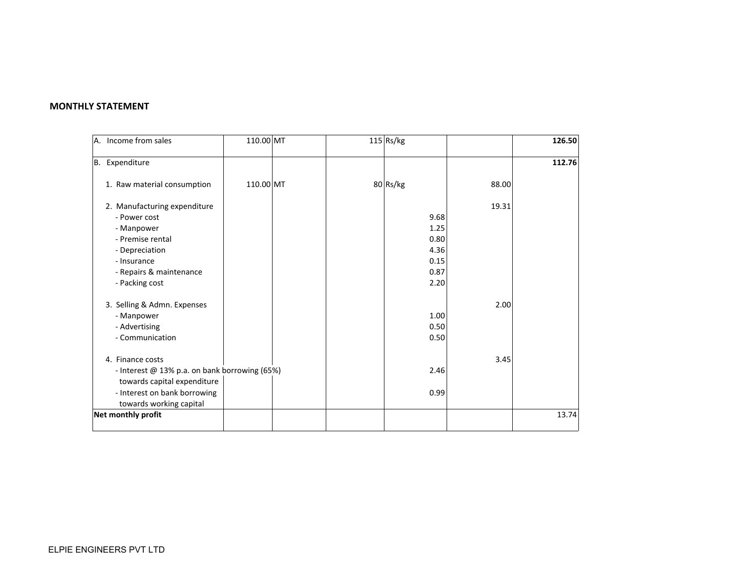## MONTHLY STATEMENT

| | | | | | | |
|---|---|---|---|---|---|---|
| A. Income from sales | 110.00 | MT | 115 | Rs/kg | | **126.50** |
| B. Expenditure | | | | | | **112.76** |
| 1. Raw material consumption | 110.00 | MT | 80 | Rs/kg | 88.00 | |
| 2. Manufacturing expenditure | | | | | 19.31 | |
| - Power cost | | | | 9.68 | | |
| - Manpower | | | | 1.25 | | |
| - Premise rental | | | | 0.80 | | |
| - Depreciation | | | | 4.36 | | |
| - Insurance | | | | 0.15 | | |
| - Repairs & maintenance | | | | 0.87 | | |
| - Packing cost | | | | 2.20 | | |
| 3. Selling & Admn. Expenses | | | | | 2.00 | |
| - Manpower | | | | 1.00 | | |
| - Advertising | | | | 0.50 | | |
| - Communication | | | | 0.50 | | |
| 4. Finance costs | | | | | 3.45 | |
| - Interest @ 13% p.a. on bank borrowing (65%) towards capital expenditure | | | | 2.46 | | |
| - Interest on bank borrowing towards working capital | | | | 0.99 | | |
| **Net monthly profit** | | | | | | 13.74 |

ELPIE ENGINEERS PVT LTD